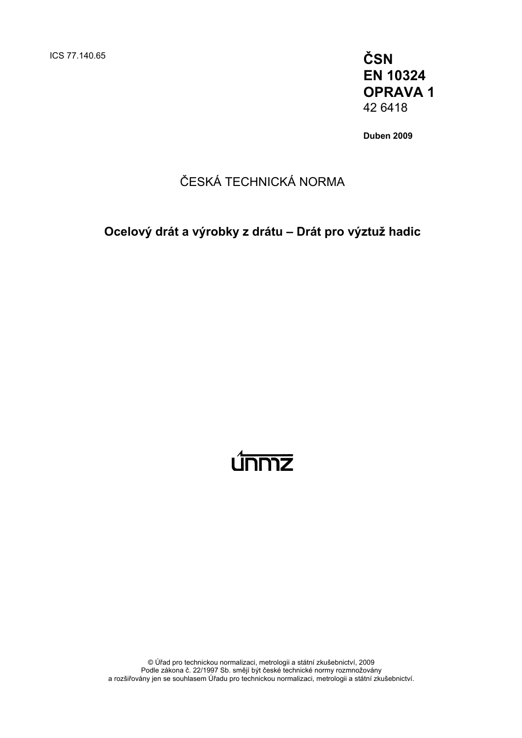ICS 77.140.65

**ČSN**
**EN 10324**
**OPRAVA 1**
42 6418

**Duben 2009**

ČESKÁ TECHNICKÁ NORMA

# Ocelový drát a výrobky z drátu – Drát pro výztuž hadic

únmz

© Úřad pro technickou normalizaci, metrologii a státní zkušebnictví, 2009
Podle zákona č. 22/1997 Sb. smějí být české technické normy rozmnožovány
a rozšiřovány jen se souhlasem Úřadu pro technickou normalizaci, metrologii a státní zkušebnictví.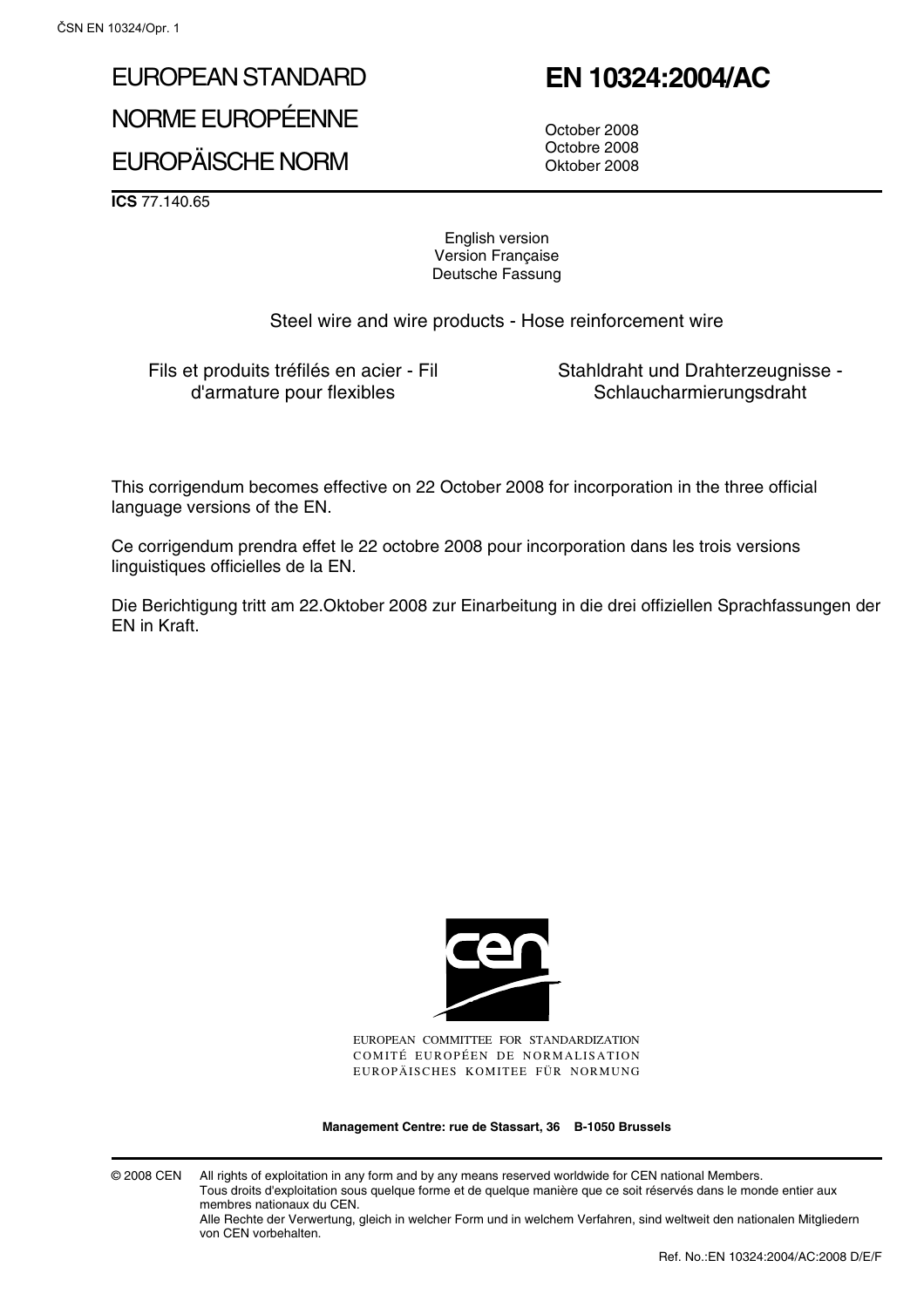# EUROPEAN STANDARD

# NORME EUROPÉENNE

# EUROPÄISCHE NORM

# EN 10324:2004/AC

October 2008
Octobre 2008
Oktober 2008

**ICS** 77.140.65

English version
Version Française
Deutsche Fassung

Steel wire and wire products - Hose reinforcement wire

Fils et produits tréfilés en acier - Fil d'armature pour flexibles

Stahldraht und Drahterzeugnisse - Schlaucharmierungsdraht

This corrigendum becomes effective on 22 October 2008 for incorporation in the three official language versions of the EN.

Ce corrigendum prendra effet le 22 octobre 2008 pour incorporation dans les trois versions linguistiques officielles de la EN.

Die Berichtigung tritt am 22.Oktober 2008 zur Einarbeitung in die drei offiziellen Sprachfassungen der EN in Kraft.

EUROPEAN COMMITTEE FOR STANDARDIZATION
COMITÉ EUROPÉEN DE NORMALISATION
EUROPÄISCHES KOMITEE FÜR NORMUNG

**Management Centre: rue de Stassart, 36 B-1050 Brussels**

© 2008 CEN All rights of exploitation in any form and by any means reserved worldwide for CEN national Members.
Tous droits d'exploitation sous quelque forme et de quelque manière que ce soit réservés dans le monde entier aux membres nationaux du CEN.
Alle Rechte der Verwertung, gleich in welcher Form und in welchem Verfahren, sind weltweit den nationalen Mitgliedern von CEN vorbehalten.

Ref. No.:EN 10324:2004/AC:2008 D/E/F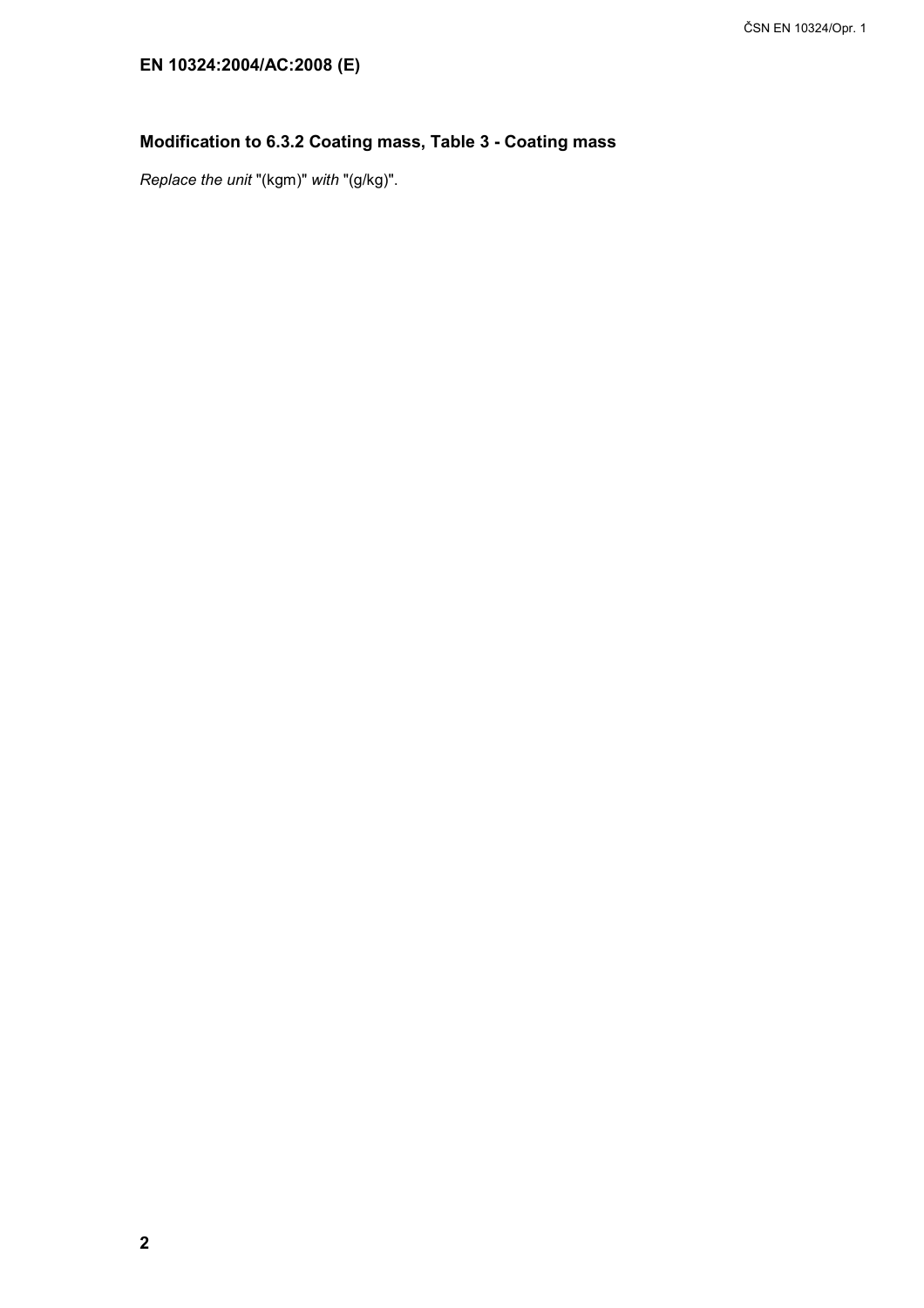**EN 10324:2004/AC:2008 (E)**

## Modification to 6.3.2 Coating mass, Table 3 - Coating mass

*Replace the unit* "(kgm)" *with* "(g/kg)".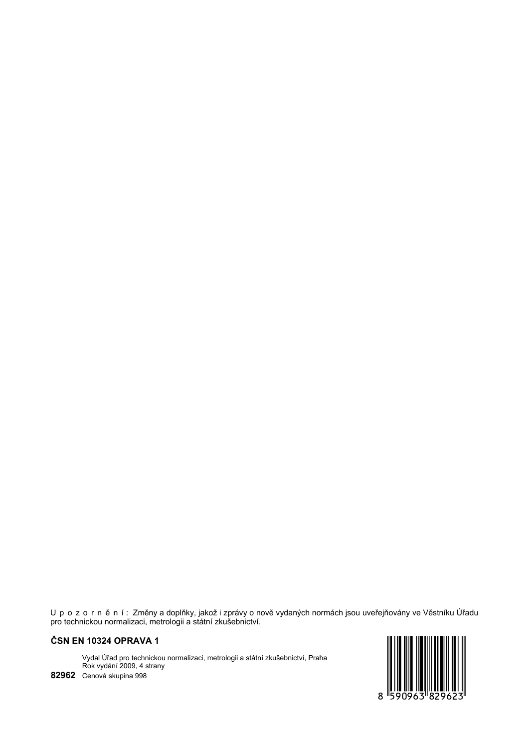U p o z o r n ě n í : Změny a doplňky, jakož i zprávy o nově vydaných normách jsou uveřejňovány ve Věstníku Úřadu pro technickou normalizaci, metrologii a státní zkušebnictví.

**ČSN EN 10324 OPRAVA 1**

Vydal Úřad pro technickou normalizaci, metrologii a státní zkušebnictví, Praha
Rok vydání 2009, 4 strany

**82962** Cenová skupina 998

8 590963 829623